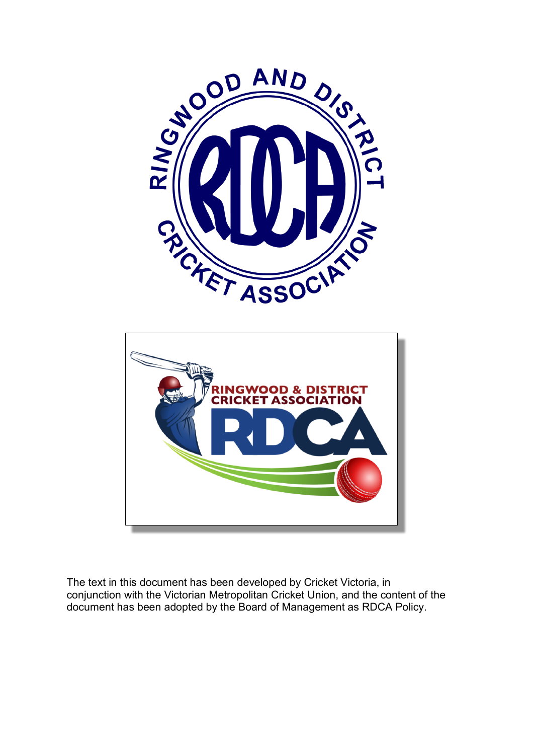The text in this document has been developed by Cricket Victoria, in conjunction with the Victorian Metropolitan Cricket Union, and the content of the document has been adopted by the Board of Management as RDCA Policy.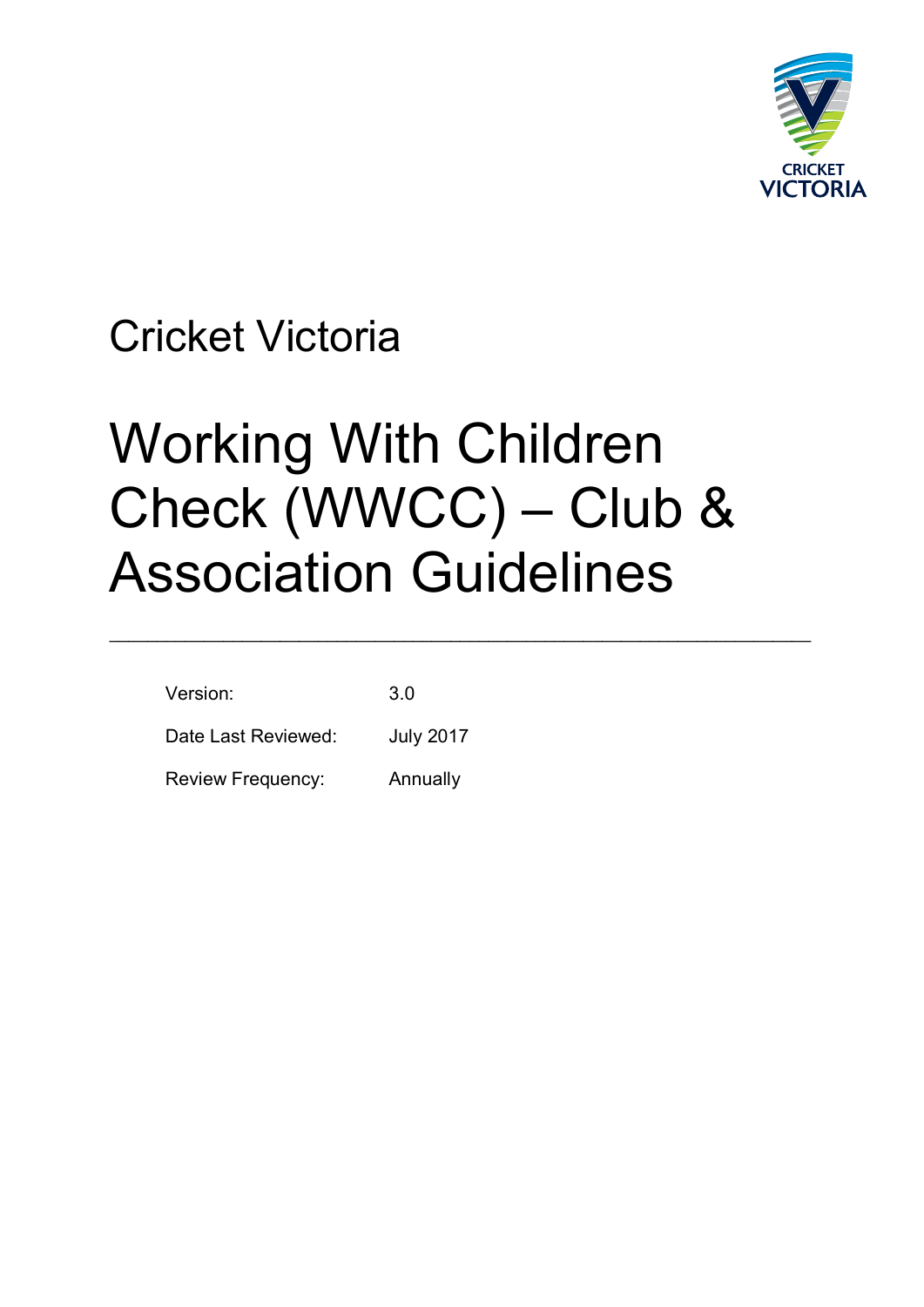Cricket Victoria

# Working With Children Check (WWCC) – Club & Association Guidelines

---

| Version: | 3.0 |
| --- | --- |
| Date Last Reviewed: | July 2017 |
| Review Frequency: | Annually |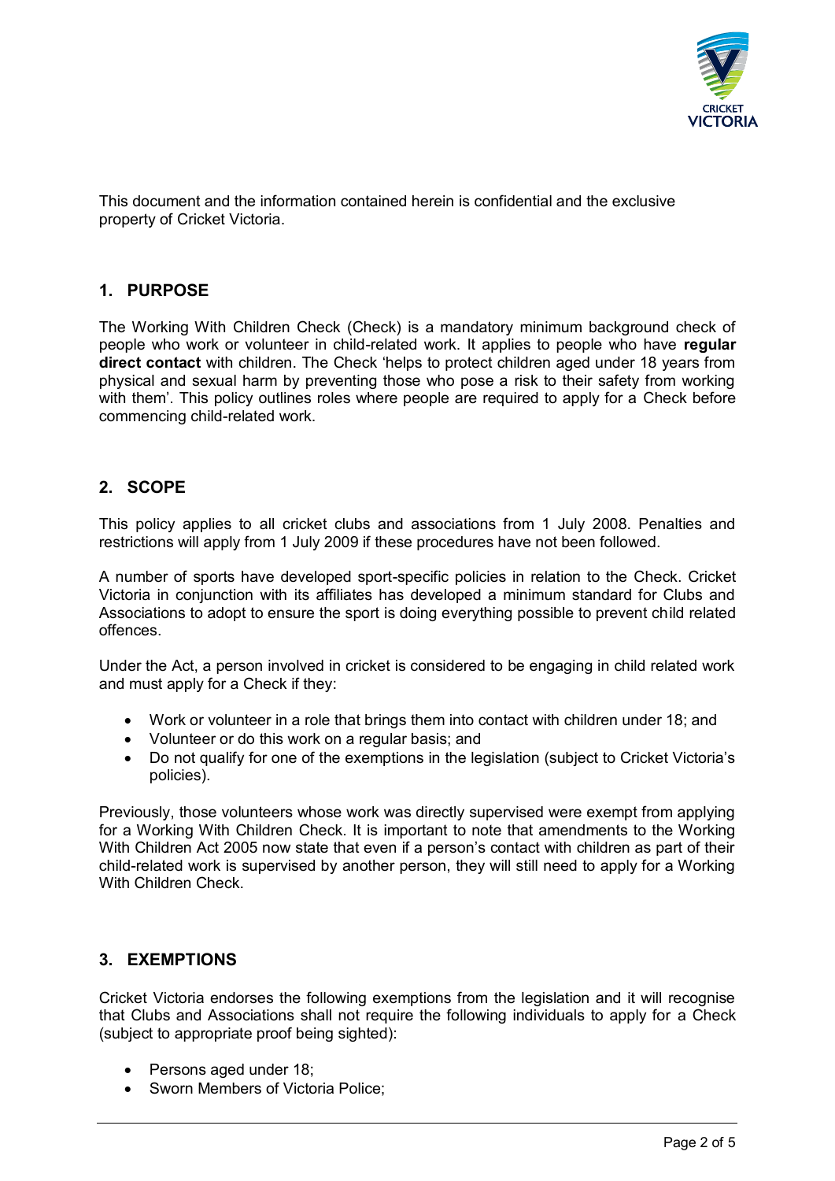This document and the information contained herein is confidential and the exclusive property of Cricket Victoria.

## 1. PURPOSE

The Working With Children Check (Check) is a mandatory minimum background check of people who work or volunteer in child-related work. It applies to people who have **regular direct contact** with children. The Check 'helps to protect children aged under 18 years from physical and sexual harm by preventing those who pose a risk to their safety from working with them'. This policy outlines roles where people are required to apply for a Check before commencing child-related work.

## 2. SCOPE

This policy applies to all cricket clubs and associations from 1 July 2008. Penalties and restrictions will apply from 1 July 2009 if these procedures have not been followed.

A number of sports have developed sport-specific policies in relation to the Check. Cricket Victoria in conjunction with its affiliates has developed a minimum standard for Clubs and Associations to adopt to ensure the sport is doing everything possible to prevent child related offences.

Under the Act, a person involved in cricket is considered to be engaging in child related work and must apply for a Check if they:

- Work or volunteer in a role that brings them into contact with children under 18; and
- Volunteer or do this work on a regular basis; and
- Do not qualify for one of the exemptions in the legislation (subject to Cricket Victoria's policies).

Previously, those volunteers whose work was directly supervised were exempt from applying for a Working With Children Check. It is important to note that amendments to the Working With Children Act 2005 now state that even if a person's contact with children as part of their child-related work is supervised by another person, they will still need to apply for a Working With Children Check.

## 3. EXEMPTIONS

Cricket Victoria endorses the following exemptions from the legislation and it will recognise that Clubs and Associations shall not require the following individuals to apply for a Check (subject to appropriate proof being sighted):

- Persons aged under 18;
- Sworn Members of Victoria Police;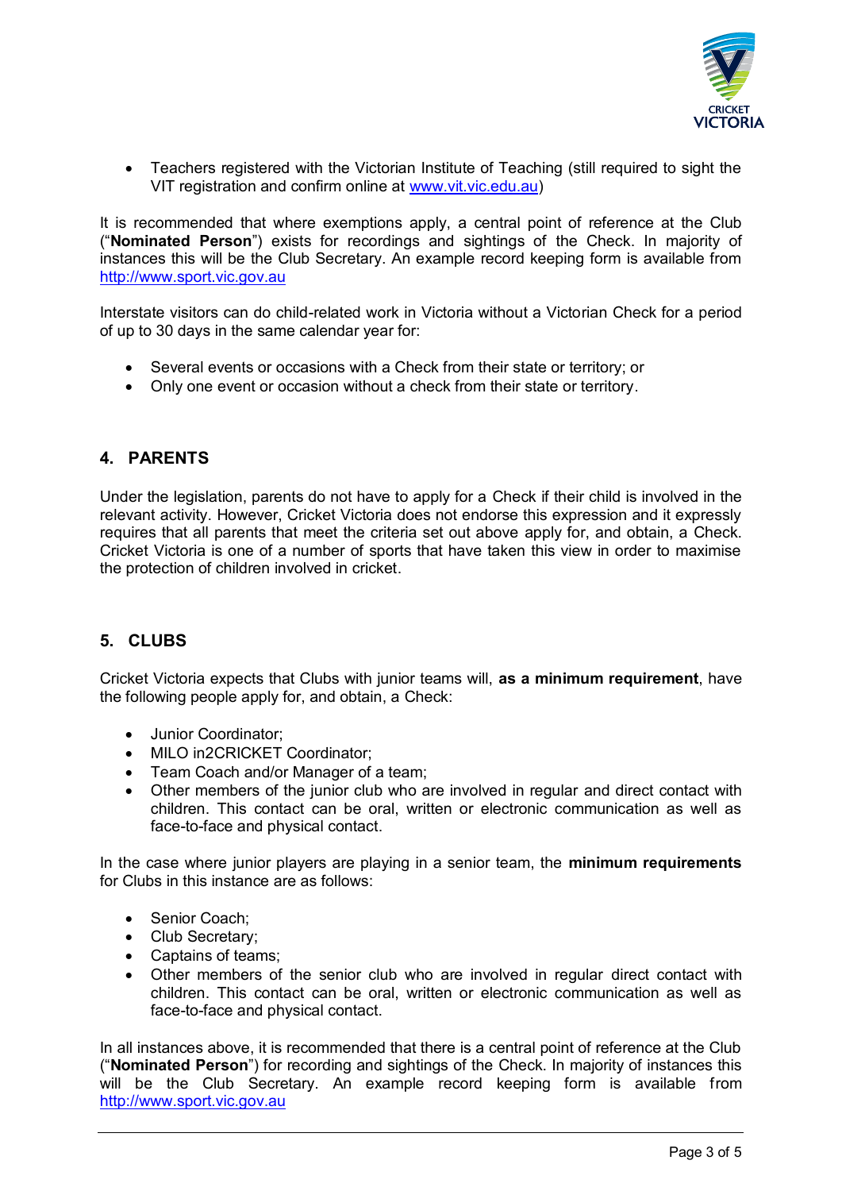- Teachers registered with the Victorian Institute of Teaching (still required to sight the VIT registration and confirm online at [www.vit.vic.edu.au](www.vit.vic.edu.au))

It is recommended that where exemptions apply, a central point of reference at the Club ("**Nominated Person**") exists for recordings and sightings of the Check. In majority of instances this will be the Club Secretary. An example record keeping form is available from [http://www.sport.vic.gov.au](http://www.sport.vic.gov.au)

Interstate visitors can do child-related work in Victoria without a Victorian Check for a period of up to 30 days in the same calendar year for:

- Several events or occasions with a Check from their state or territory; or
- Only one event or occasion without a check from their state or territory.

## 4. PARENTS

Under the legislation, parents do not have to apply for a Check if their child is involved in the relevant activity. However, Cricket Victoria does not endorse this expression and it expressly requires that all parents that meet the criteria set out above apply for, and obtain, a Check. Cricket Victoria is one of a number of sports that have taken this view in order to maximise the protection of children involved in cricket.

## 5. CLUBS

Cricket Victoria expects that Clubs with junior teams will, **as a minimum requirement**, have the following people apply for, and obtain, a Check:

- Junior Coordinator;
- MILO in2CRICKET Coordinator;
- Team Coach and/or Manager of a team;
- Other members of the junior club who are involved in regular and direct contact with children. This contact can be oral, written or electronic communication as well as face-to-face and physical contact.

In the case where junior players are playing in a senior team, the **minimum requirements** for Clubs in this instance are as follows:

- Senior Coach;
- Club Secretary;
- Captains of teams;
- Other members of the senior club who are involved in regular direct contact with children. This contact can be oral, written or electronic communication as well as face-to-face and physical contact.

In all instances above, it is recommended that there is a central point of reference at the Club ("**Nominated Person**") for recording and sightings of the Check. In majority of instances this will be the Club Secretary. An example record keeping form is available from [http://www.sport.vic.gov.au](http://www.sport.vic.gov.au)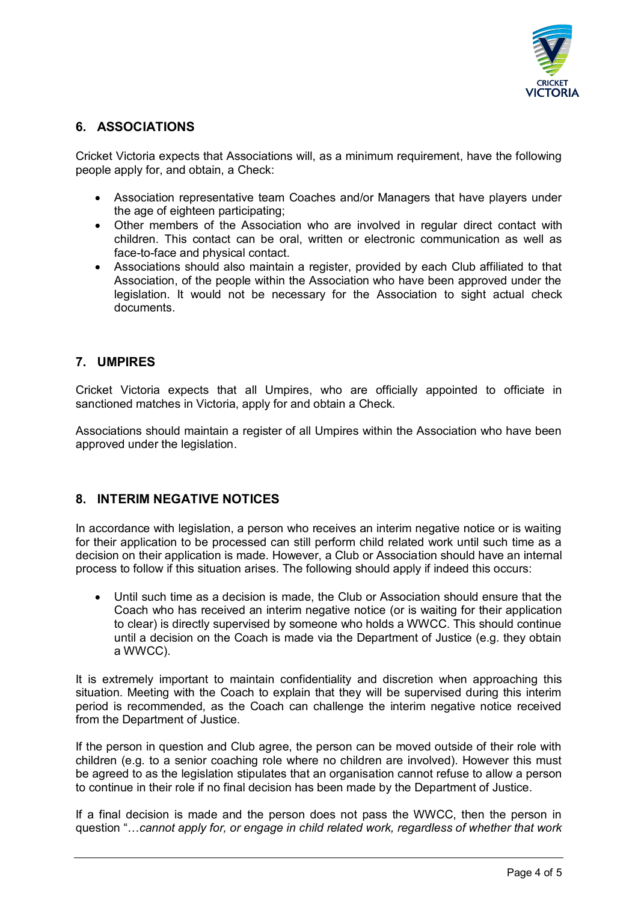## 6. ASSOCIATIONS

Cricket Victoria expects that Associations will, as a minimum requirement, have the following people apply for, and obtain, a Check:

- Association representative team Coaches and/or Managers that have players under the age of eighteen participating;
- Other members of the Association who are involved in regular direct contact with children. This contact can be oral, written or electronic communication as well as face-to-face and physical contact.
- Associations should also maintain a register, provided by each Club affiliated to that Association, of the people within the Association who have been approved under the legislation. It would not be necessary for the Association to sight actual check documents.

## 7. UMPIRES

Cricket Victoria expects that all Umpires, who are officially appointed to officiate in sanctioned matches in Victoria, apply for and obtain a Check.

Associations should maintain a register of all Umpires within the Association who have been approved under the legislation.

## 8. INTERIM NEGATIVE NOTICES

In accordance with legislation, a person who receives an interim negative notice or is waiting for their application to be processed can still perform child related work until such time as a decision on their application is made. However, a Club or Association should have an internal process to follow if this situation arises. The following should apply if indeed this occurs:

- Until such time as a decision is made, the Club or Association should ensure that the Coach who has received an interim negative notice (or is waiting for their application to clear) is directly supervised by someone who holds a WWCC. This should continue until a decision on the Coach is made via the Department of Justice (e.g. they obtain a WWCC).

It is extremely important to maintain confidentiality and discretion when approaching this situation. Meeting with the Coach to explain that they will be supervised during this interim period is recommended, as the Coach can challenge the interim negative notice received from the Department of Justice.

If the person in question and Club agree, the person can be moved outside of their role with children (e.g. to a senior coaching role where no children are involved). However this must be agreed to as the legislation stipulates that an organisation cannot refuse to allow a person to continue in their role if no final decision has been made by the Department of Justice.

If a final decision is made and the person does not pass the WWCC, then the person in question "*…cannot apply for, or engage in child related work, regardless of whether that work*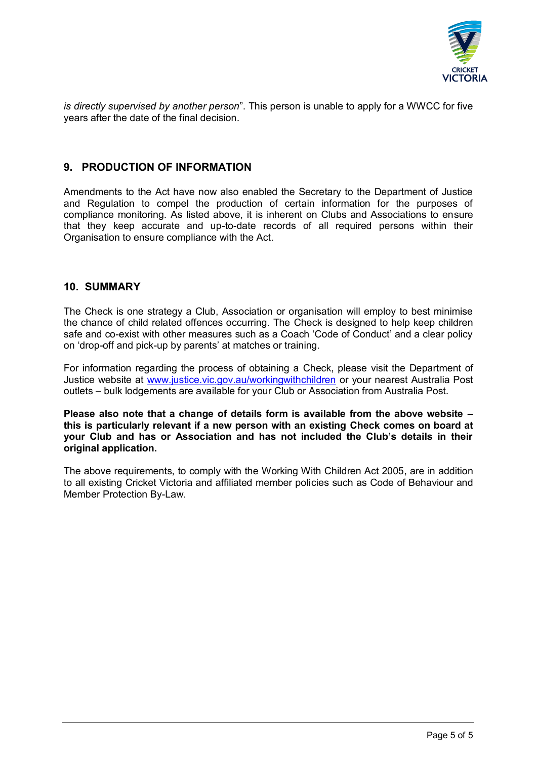*is directly supervised by another person*". This person is unable to apply for a WWCC for five years after the date of the final decision.

## 9. PRODUCTION OF INFORMATION

Amendments to the Act have now also enabled the Secretary to the Department of Justice and Regulation to compel the production of certain information for the purposes of compliance monitoring. As listed above, it is inherent on Clubs and Associations to ensure that they keep accurate and up-to-date records of all required persons within their Organisation to ensure compliance with the Act.

## 10. SUMMARY

The Check is one strategy a Club, Association or organisation will employ to best minimise the chance of child related offences occurring. The Check is designed to help keep children safe and co-exist with other measures such as a Coach 'Code of Conduct' and a clear policy on 'drop-off and pick-up by parents' at matches or training.

For information regarding the process of obtaining a Check, please visit the Department of Justice website at www.justice.vic.gov.au/workingwithchildren or your nearest Australia Post outlets – bulk lodgements are available for your Club or Association from Australia Post.

**Please also note that a change of details form is available from the above website – this is particularly relevant if a new person with an existing Check comes on board at your Club and has or Association and has not included the Club's details in their original application.**

The above requirements, to comply with the Working With Children Act 2005, are in addition to all existing Cricket Victoria and affiliated member policies such as Code of Behaviour and Member Protection By-Law.